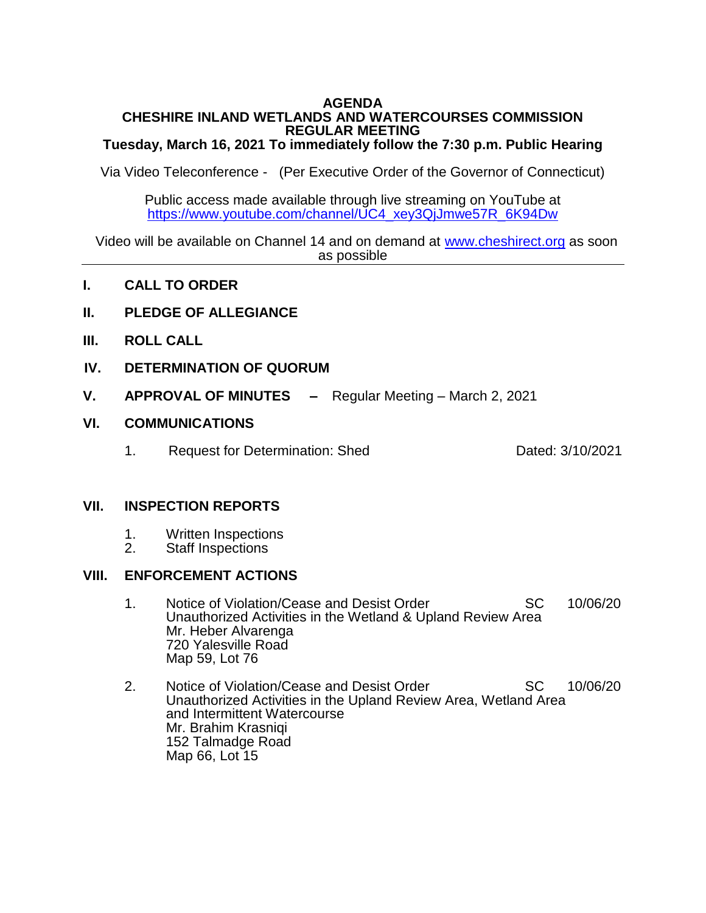# AGENDA
## CHESHIRE INLAND WETLANDS AND WATERCOURSES COMMISSION
## REGULAR MEETING
### Tuesday, March 16, 2021 To immediately follow the 7:30 p.m. Public Hearing

Via Video Teleconference - (Per Executive Order of the Governor of Connecticut)

Public access made available through live streaming on YouTube at https://www.youtube.com/channel/UC4_xey3QjJmwe57R_6K94Dw

Video will be available on Channel 14 and on demand at www.cheshirect.org as soon as possible

---

**I. CALL TO ORDER**

**II. PLEDGE OF ALLEGIANCE**

**III. ROLL CALL**

**IV. DETERMINATION OF QUORUM**

**V. APPROVAL OF MINUTES – ** Regular Meeting – March 2, 2021

**VI. COMMUNICATIONS**

1. Request for Determination: Shed — Dated: 3/10/2021

**VII. INSPECTION REPORTS**

1. Written Inspections
2. Staff Inspections

**VIII. ENFORCEMENT ACTIONS**

1. Notice of Violation/Cease and Desist Order — SC — 10/06/20
   Unauthorized Activities in the Wetland & Upland Review Area
   Mr. Heber Alvarenga
   720 Yalesville Road
   Map 59, Lot 76

2. Notice of Violation/Cease and Desist Order — SC — 10/06/20
   Unauthorized Activities in the Upland Review Area, Wetland Area and Intermittent Watercourse
   Mr. Brahim Krasniqi
   152 Talmadge Road
   Map 66, Lot 15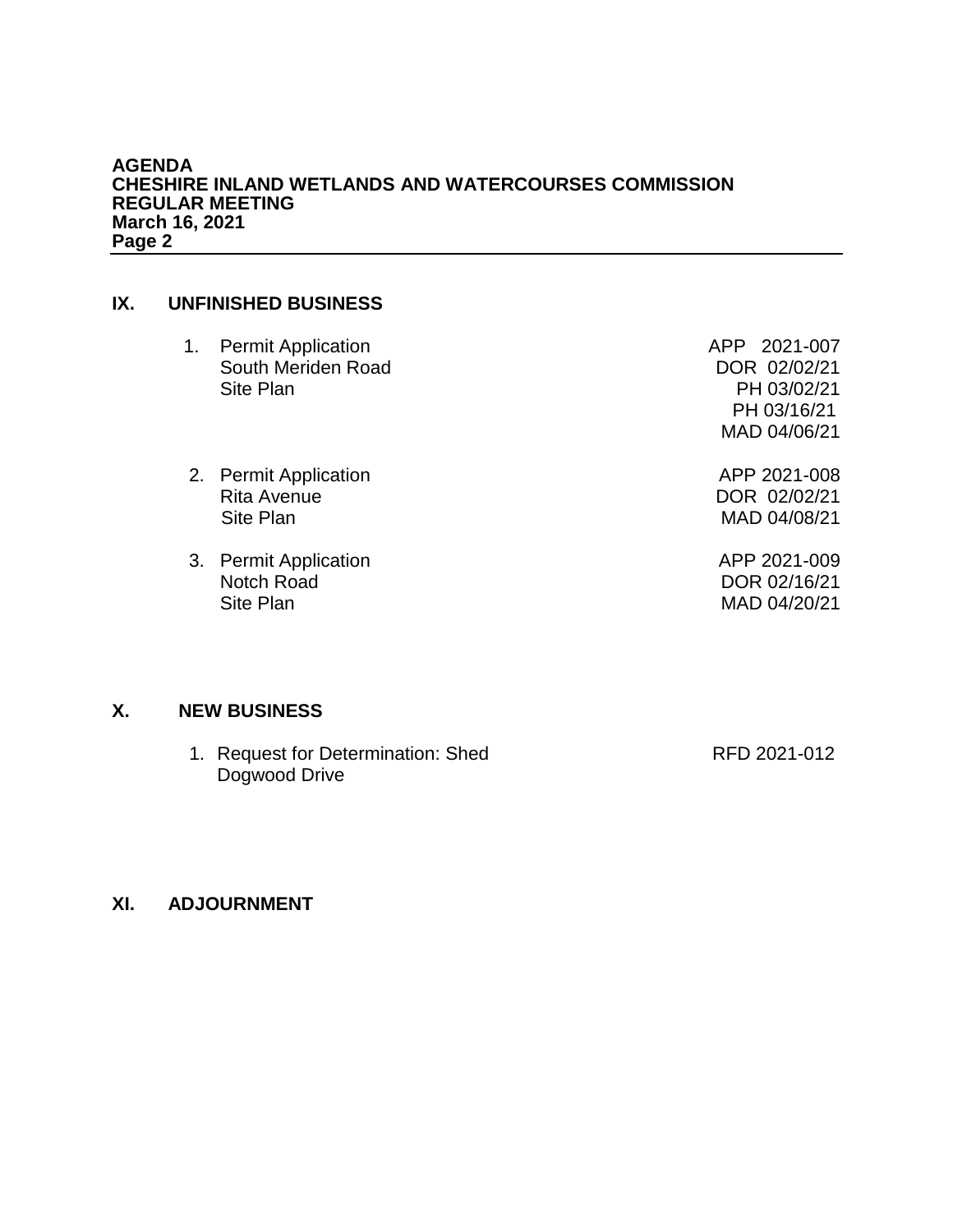## IX. UNFINISHED BUSINESS

1. Permit Application — APP 2021-007
   South Meriden Road — DOR 02/02/21
   Site Plan — PH 03/02/21
   PH 03/16/21
   MAD 04/06/21

2. Permit Application — APP 2021-008
   Rita Avenue — DOR 02/02/21
   Site Plan — MAD 04/08/21

3. Permit Application — APP 2021-009
   Notch Road — DOR 02/16/21
   Site Plan — MAD 04/20/21

## X. NEW BUSINESS

1. Request for Determination: Shed — RFD 2021-012
   Dogwood Drive

## XI. ADJOURNMENT